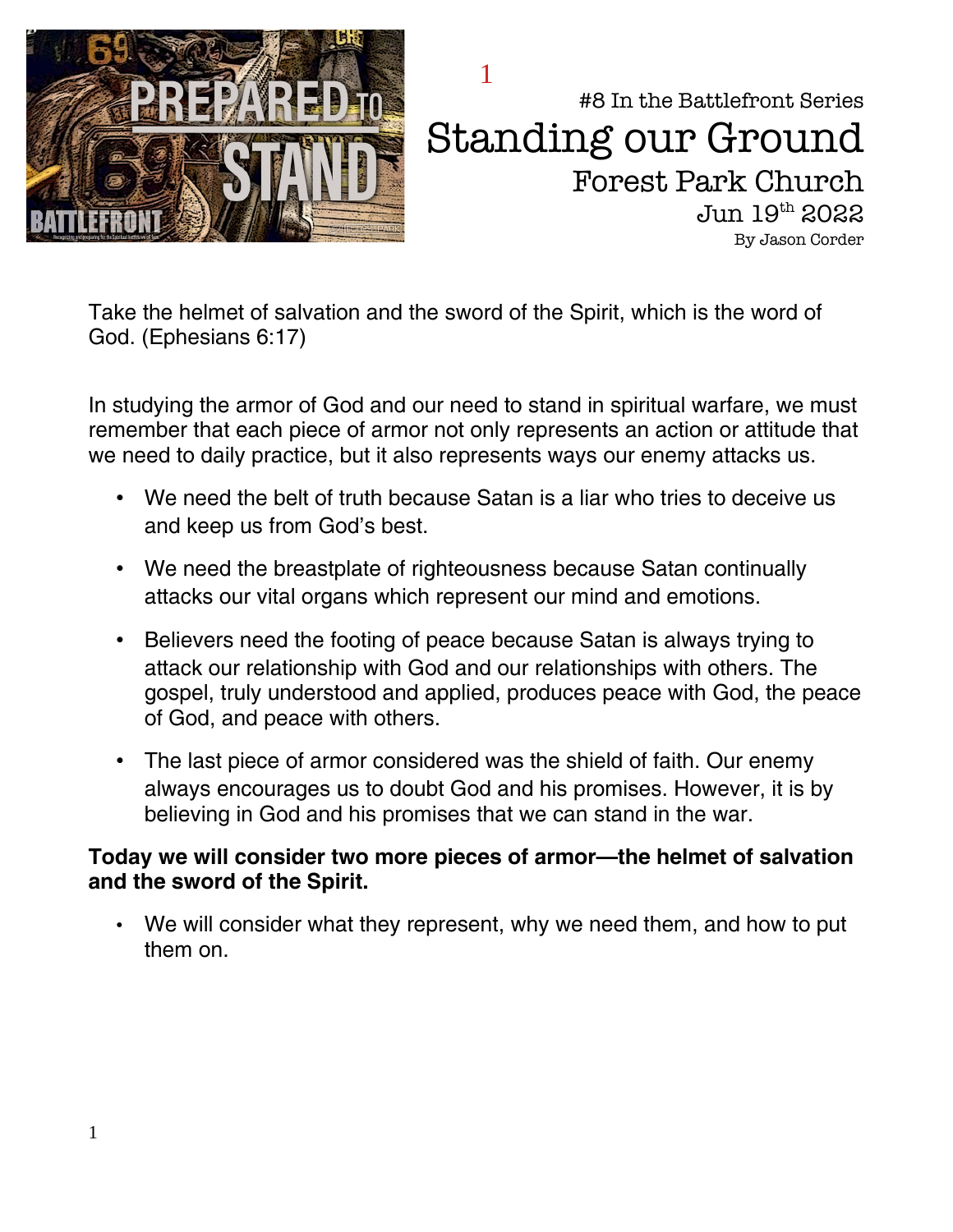#8 In the Battlefront Series

# Standing our Ground

## Forest Park Church

Jun 19th 2022

By Jason Corder

Take the helmet of salvation and the sword of the Spirit, which is the word of God. (Ephesians 6:17)

In studying the armor of God and our need to stand in spiritual warfare, we must remember that each piece of armor not only represents an action or attitude that we need to daily practice, but it also represents ways our enemy attacks us.

- We need the belt of truth because Satan is a liar who tries to deceive us and keep us from God's best.
- We need the breastplate of righteousness because Satan continually attacks our vital organs which represent our mind and emotions.
- Believers need the footing of peace because Satan is always trying to attack our relationship with God and our relationships with others. The gospel, truly understood and applied, produces peace with God, the peace of God, and peace with others.
- The last piece of armor considered was the shield of faith. Our enemy always encourages us to doubt God and his promises. However, it is by believing in God and his promises that we can stand in the war.

**Today we will consider two more pieces of armor—the helmet of salvation and the sword of the Spirit.**

- We will consider what they represent, why we need them, and how to put them on.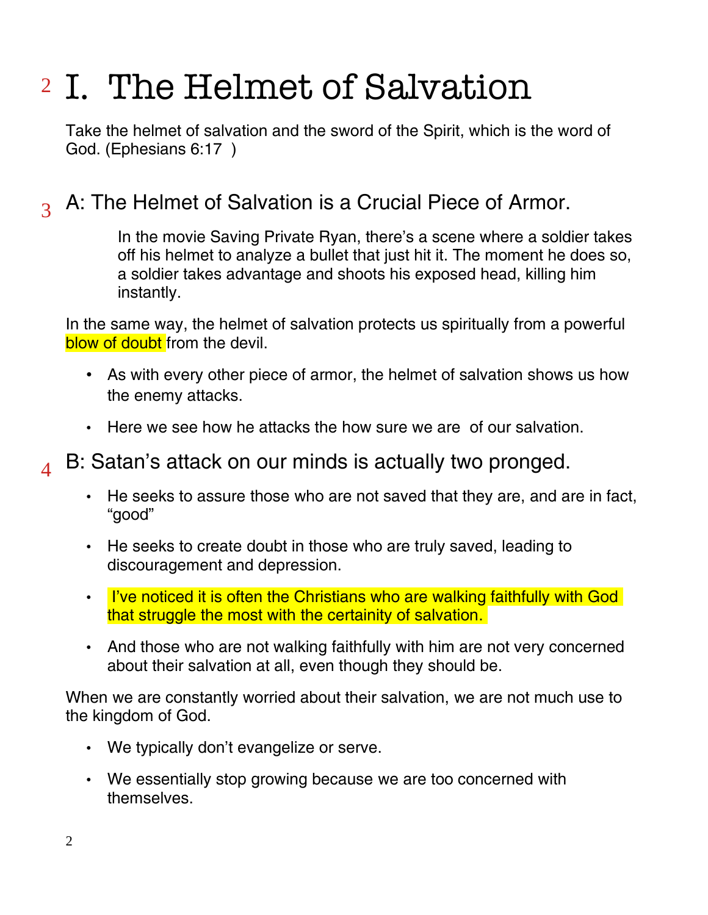# I. The Helmet of Salvation

Take the helmet of salvation and the sword of the Spirit, which is the word of God. (Ephesians 6:17 )

## A: The Helmet of Salvation is a Crucial Piece of Armor.

> In the movie Saving Private Ryan, there's a scene where a soldier takes off his helmet to analyze a bullet that just hit it. The moment he does so, a soldier takes advantage and shoots his exposed head, killing him instantly.

In the same way, the helmet of salvation protects us spiritually from a powerful blow of doubt from the devil.

- As with every other piece of armor, the helmet of salvation shows us how the enemy attacks.
- Here we see how he attacks the how sure we are of our salvation.

## B: Satan's attack on our minds is actually two pronged.

- He seeks to assure those who are not saved that they are, and are in fact, "good"
- He seeks to create doubt in those who are truly saved, leading to discouragement and depression.
- I've noticed it is often the Christians who are walking faithfully with God that struggle the most with the certainity of salvation.
- And those who are not walking faithfully with him are not very concerned about their salvation at all, even though they should be.

When we are constantly worried about their salvation, we are not much use to the kingdom of God.

- We typically don't evangelize or serve.
- We essentially stop growing because we are too concerned with themselves.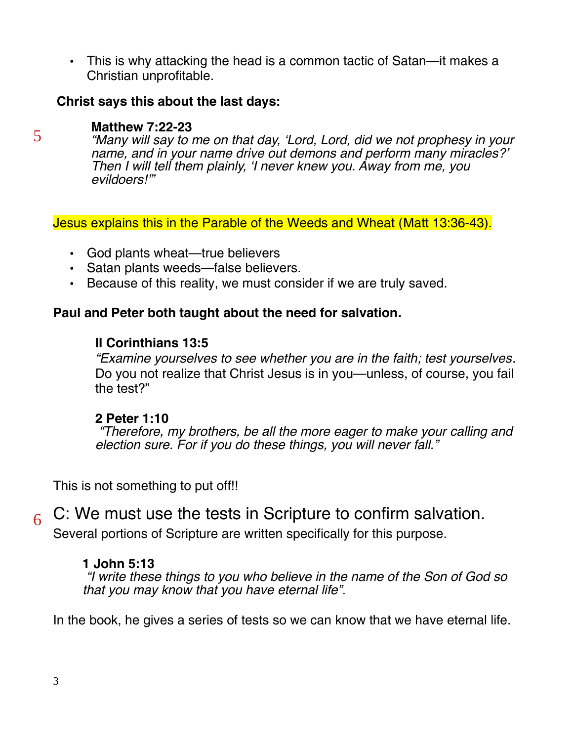- This is why attacking the head is a common tactic of Satan—it makes a Christian unprofitable.

**Christ says this about the last days:**

5

> **Matthew 7:22-23**
> *"Many will say to me on that day, 'Lord, Lord, did we not prophesy in your name, and in your name drive out demons and perform many miracles?' Then I will tell them plainly, 'I never knew you. Away from me, you evildoers!'"*

Jesus explains this in the Parable of the Weeds and Wheat (Matt 13:36-43).

- God plants wheat—true believers
- Satan plants weeds—false believers.
- Because of this reality, we must consider if we are truly saved.

**Paul and Peter both taught about the need for salvation.**

> **II Corinthians 13:5**
> *"Examine yourselves to see whether you are in the faith; test yourselves*. Do you not realize that Christ Jesus is in you—unless, of course, you fail the test?"

> **2 Peter 1:10**
> *"Therefore, my brothers, be all the more eager to make your calling and election sure. For if you do these things, you will never fall."*

This is not something to put off!!

6

## C: We must use the tests in Scripture to confirm salvation.

Several portions of Scripture are written specifically for this purpose.

> **1 John 5:13**
> *"I write these things to you who believe in the name of the Son of God so that you may know that you have eternal life".*

In the book, he gives a series of tests so we can know that we have eternal life.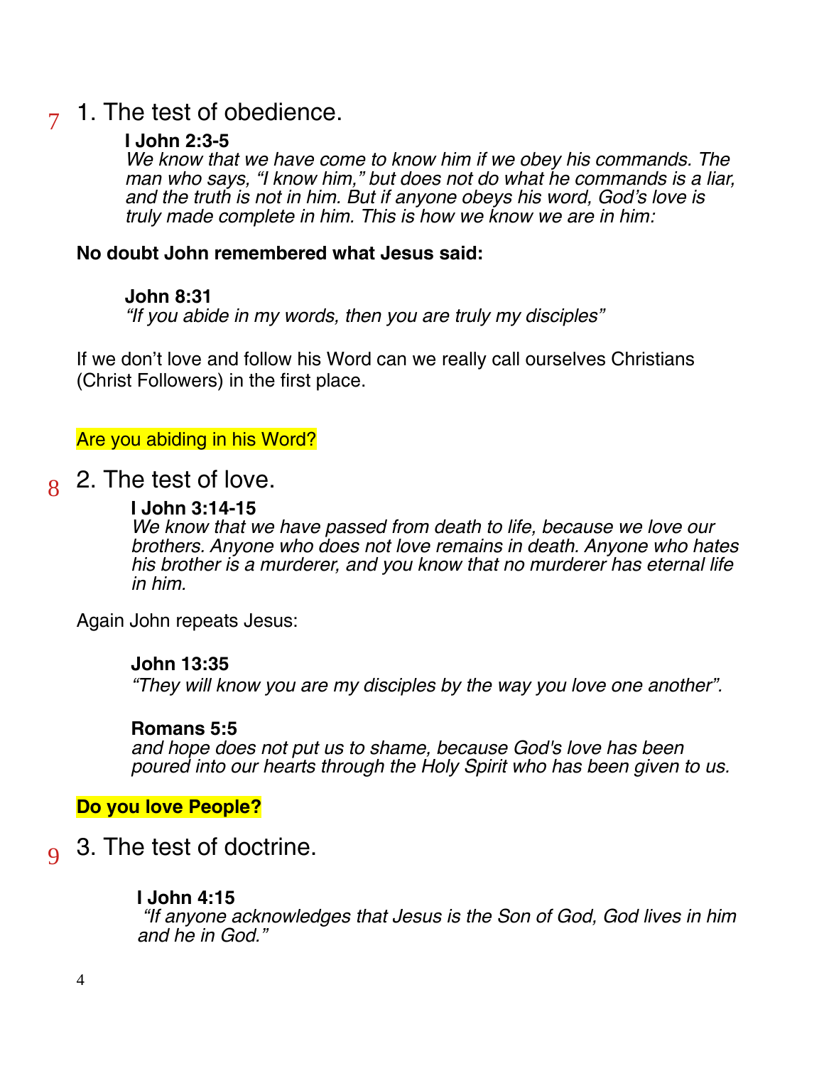7

## 1. The test of obedience.

**I John 2:3-5**
*We know that we have come to know him if we obey his commands. The man who says, "I know him," but does not do what he commands is a liar, and the truth is not in him. But if anyone obeys his word, God's love is truly made complete in him. This is how we know we are in him:*

**No doubt John remembered what Jesus said:**

**John 8:31**
*"If you abide in my words, then you are truly my disciples"*

If we don't love and follow his Word can we really call ourselves Christians (Christ Followers) in the first place.

Are you abiding in his Word?

8

## 2. The test of love.

**I John 3:14-15**
*We know that we have passed from death to life, because we love our brothers. Anyone who does not love remains in death. Anyone who hates his brother is a murderer, and you know that no murderer has eternal life in him.*

Again John repeats Jesus:

**John 13:35**
*"They will know you are my disciples by the way you love one another".*

**Romans 5:5**
*and hope does not put us to shame, because God's love has been poured into our hearts through the Holy Spirit who has been given to us.*

**Do you love People?**

9

## 3. The test of doctrine.

**I John 4:15**
*"If anyone acknowledges that Jesus is the Son of God, God lives in him and he in God."*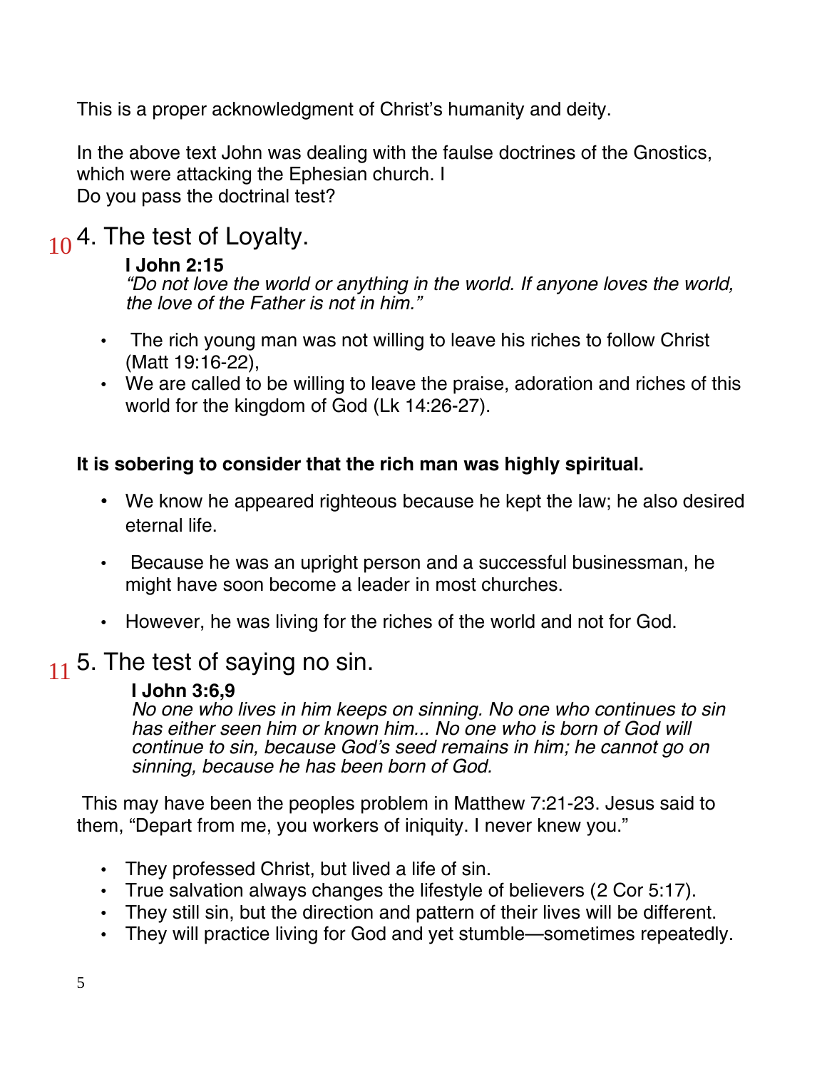This is a proper acknowledgment of Christ's humanity and deity.

In the above text John was dealing with the faulse doctrines of the Gnostics, which were attacking the Ephesian church. I
Do you pass the doctrinal test?

## 10 4. The test of Loyalty.

**I John 2:15**
*"Do not love the world or anything in the world. If anyone loves the world, the love of the Father is not in him."*

- The rich young man was not willing to leave his riches to follow Christ (Matt 19:16-22),
- We are called to be willing to leave the praise, adoration and riches of this world for the kingdom of God (Lk 14:26-27).

**It is sobering to consider that the rich man was highly spiritual.**

- We know he appeared righteous because he kept the law; he also desired eternal life.
- Because he was an upright person and a successful businessman, he might have soon become a leader in most churches.
- However, he was living for the riches of the world and not for God.

## 11 5. The test of saying no sin.

**I John 3:6,9**
*No one who lives in him keeps on sinning. No one who continues to sin has either seen him or known him... No one who is born of God will continue to sin, because God's seed remains in him; he cannot go on sinning, because he has been born of God.*

This may have been the peoples problem in Matthew 7:21-23. Jesus said to them, "Depart from me, you workers of iniquity. I never knew you."

- They professed Christ, but lived a life of sin.
- True salvation always changes the lifestyle of believers (2 Cor 5:17).
- They still sin, but the direction and pattern of their lives will be different.
- They will practice living for God and yet stumble—sometimes repeatedly.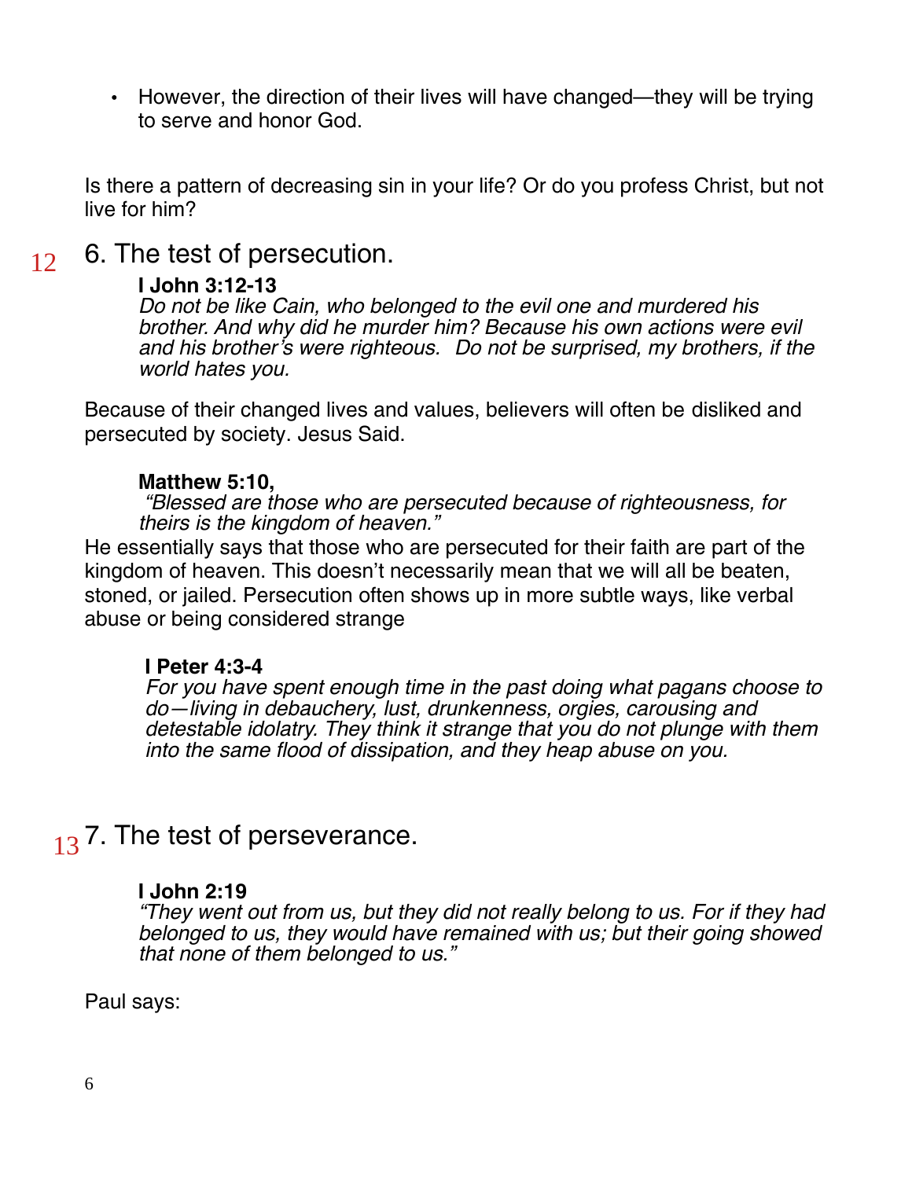- However, the direction of their lives will have changed—they will be trying to serve and honor God.

Is there a pattern of decreasing sin in your life? Or do you profess Christ, but not live for him?

12

## 6. The test of persecution.

**I John 3:12-13**
*Do not be like Cain, who belonged to the evil one and murdered his brother. And why did he murder him? Because his own actions were evil and his brother's were righteous. Do not be surprised, my brothers, if the world hates you.*

Because of their changed lives and values, believers will often be disliked and persecuted by society. Jesus Said.

**Matthew 5:10,**
*"Blessed are those who are persecuted because of righteousness, for theirs is the kingdom of heaven."*

He essentially says that those who are persecuted for their faith are part of the kingdom of heaven. This doesn't necessarily mean that we will all be beaten, stoned, or jailed. Persecution often shows up in more subtle ways, like verbal abuse or being considered strange

**I Peter 4:3-4**
*For you have spent enough time in the past doing what pagans choose to do—living in debauchery, lust, drunkenness, orgies, carousing and detestable idolatry. They think it strange that you do not plunge with them into the same flood of dissipation, and they heap abuse on you.*

13

## 7. The test of perseverance.

**I John 2:19**
*"They went out from us, but they did not really belong to us. For if they had belonged to us, they would have remained with us; but their going showed that none of them belonged to us."*

Paul says: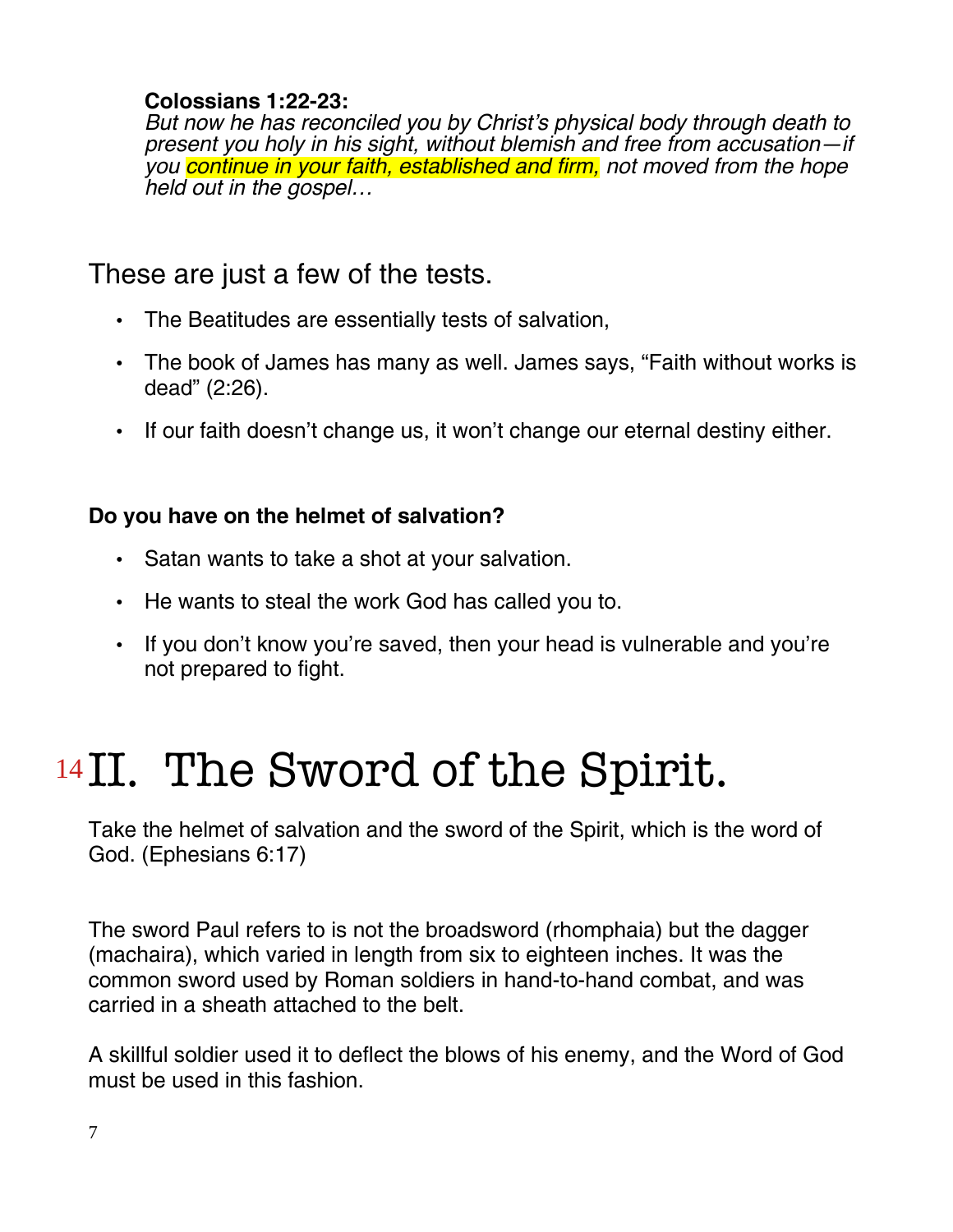**Colossians 1:22-23:**
*But now he has reconciled you by Christ's physical body through death to present you holy in his sight, without blemish and free from accusation—if you continue in your faith, established and firm, not moved from the hope held out in the gospel…*

These are just a few of the tests.

- The Beatitudes are essentially tests of salvation,
- The book of James has many as well. James says, "Faith without works is dead" (2:26).
- If our faith doesn't change us, it won't change our eternal destiny either.

**Do you have on the helmet of salvation?**

- Satan wants to take a shot at your salvation.
- He wants to steal the work God has called you to.
- If you don't know you're saved, then your head is vulnerable and you're not prepared to fight.

# 14 II. The Sword of the Spirit.

Take the helmet of salvation and the sword of the Spirit, which is the word of God. (Ephesians 6:17)

The sword Paul refers to is not the broadsword (rhomphaia) but the dagger (machaira), which varied in length from six to eighteen inches. It was the common sword used by Roman soldiers in hand-to-hand combat, and was carried in a sheath attached to the belt.

A skillful soldier used it to deflect the blows of his enemy, and the Word of God must be used in this fashion.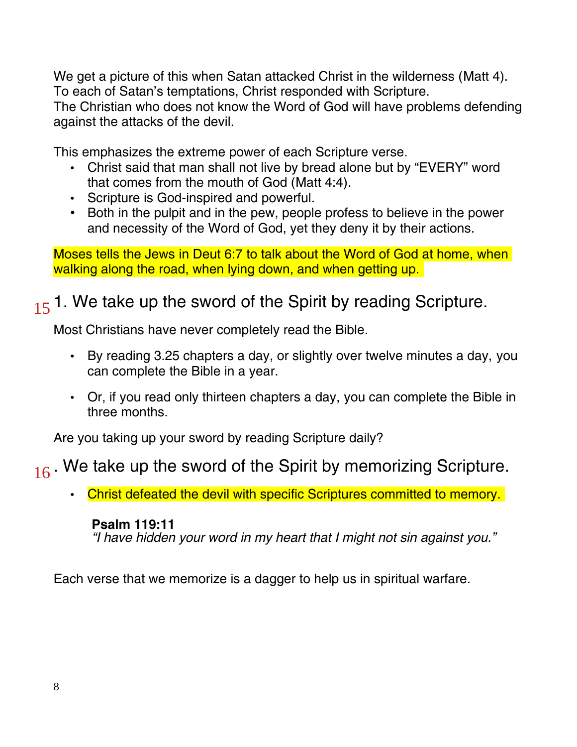We get a picture of this when Satan attacked Christ in the wilderness (Matt 4). To each of Satan's temptations, Christ responded with Scripture. The Christian who does not know the Word of God will have problems defending against the attacks of the devil.

This emphasizes the extreme power of each Scripture verse.

- Christ said that man shall not live by bread alone but by "EVERY" word that comes from the mouth of God (Matt 4:4).
- Scripture is God-inspired and powerful.
- Both in the pulpit and in the pew, people profess to believe in the power and necessity of the Word of God, yet they deny it by their actions.

Moses tells the Jews in Deut 6:7 to talk about the Word of God at home, when walking along the road, when lying down, and when getting up.

## 15 1. We take up the sword of the Spirit by reading Scripture.

Most Christians have never completely read the Bible.

- By reading 3.25 chapters a day, or slightly over twelve minutes a day, you can complete the Bible in a year.
- Or, if you read only thirteen chapters a day, you can complete the Bible in three months.

Are you taking up your sword by reading Scripture daily?

## 16 . We take up the sword of the Spirit by memorizing Scripture.

- Christ defeated the devil with specific Scriptures committed to memory.

**Psalm 119:11**
*"I have hidden your word in my heart that I might not sin against you."*

Each verse that we memorize is a dagger to help us in spiritual warfare.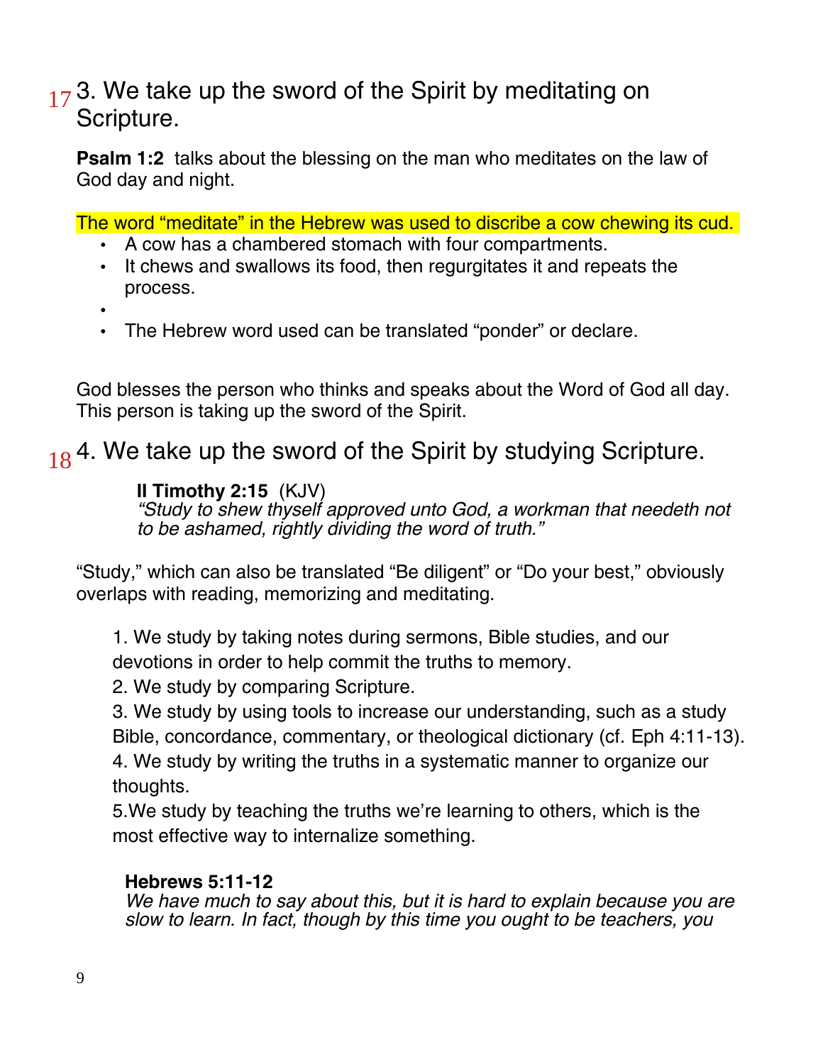## 17 3. We take up the sword of the Spirit by meditating on Scripture.

**Psalm 1:2** talks about the blessing on the man who meditates on the law of God day and night.

The word “meditate” in the Hebrew was used to discribe a cow chewing its cud.

- A cow has a chambered stomach with four compartments.
- It chews and swallows its food, then regurgitates it and repeats the process.
- 
- The Hebrew word used can be translated “ponder” or declare.

God blesses the person who thinks and speaks about the Word of God all day. This person is taking up the sword of the Spirit.

## 18 4. We take up the sword of the Spirit by studying Scripture.

> **II Timothy 2:15** (KJV)
> *“Study to shew thyself approved unto God, a workman that needeth not to be ashamed, rightly dividing the word of truth.”*

“Study,” which can also be translated “Be diligent” or “Do your best,” obviously overlaps with reading, memorizing and meditating.

1. We study by taking notes during sermons, Bible studies, and our devotions in order to help commit the truths to memory.
2. We study by comparing Scripture.
3. We study by using tools to increase our understanding, such as a study Bible, concordance, commentary, or theological dictionary (cf. Eph 4:11-13).
4. We study by writing the truths in a systematic manner to organize our thoughts.
5. We study by teaching the truths we’re learning to others, which is the most effective way to internalize something.

> **Hebrews 5:11-12**
> *We have much to say about this, but it is hard to explain because you are slow to learn. In fact, though by this time you ought to be teachers, you*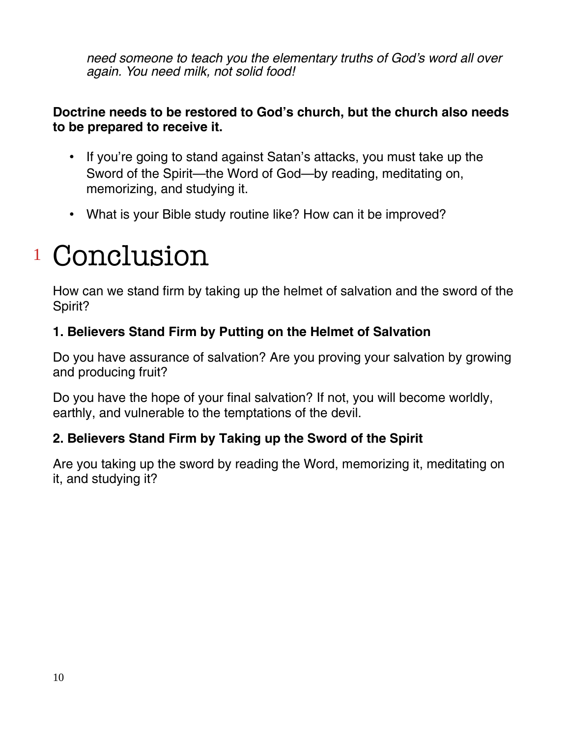*need someone to teach you the elementary truths of God's word all over again. You need milk, not solid food!*

**Doctrine needs to be restored to God's church, but the church also needs to be prepared to receive it.**

- If you're going to stand against Satan's attacks, you must take up the Sword of the Spirit—the Word of God—by reading, meditating on, memorizing, and studying it.
- What is your Bible study routine like? How can it be improved?

# 1 Conclusion

How can we stand firm by taking up the helmet of salvation and the sword of the Spirit?

**1. Believers Stand Firm by Putting on the Helmet of Salvation**

Do you have assurance of salvation? Are you proving your salvation by growing and producing fruit?

Do you have the hope of your final salvation? If not, you will become worldly, earthly, and vulnerable to the temptations of the devil.

**2. Believers Stand Firm by Taking up the Sword of the Spirit**

Are you taking up the sword by reading the Word, memorizing it, meditating on it, and studying it?